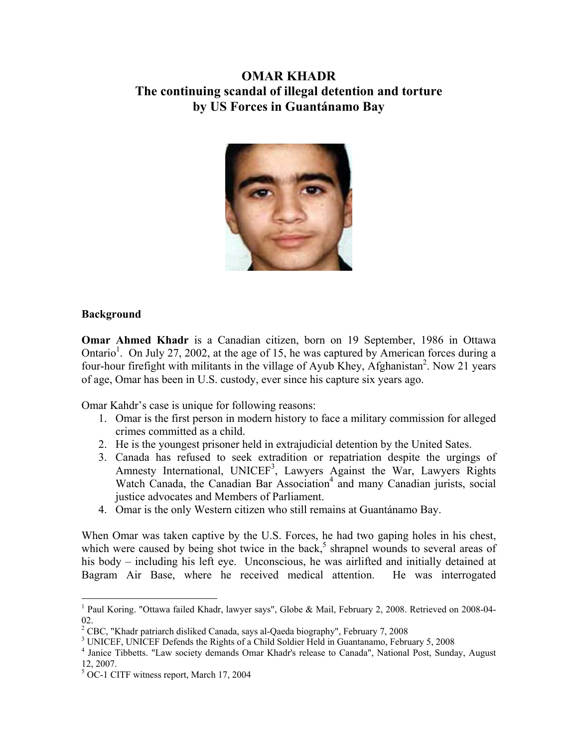# OMAR KHADR
## The continuing scandal of illegal detention and torture by US Forces in Guantánamo Bay

### Background

**Omar Ahmed Khadr** is a Canadian citizen, born on 19 September, 1986 in Ottawa Ontario[1]. On July 27, 2002, at the age of 15, he was captured by American forces during a four-hour firefight with militants in the village of Ayub Khey, Afghanistan[2]. Now 21 years of age, Omar has been in U.S. custody, ever since his capture six years ago.

Omar Kahdr's case is unique for following reasons:

1. Omar is the first person in modern history to face a military commission for alleged crimes committed as a child.
2. He is the youngest prisoner held in extrajudicial detention by the United Sates.
3. Canada has refused to seek extradition or repatriation despite the urgings of Amnesty International, UNICEF[3], Lawyers Against the War, Lawyers Rights Watch Canada, the Canadian Bar Association[4] and many Canadian jurists, social justice advocates and Members of Parliament.
4. Omar is the only Western citizen who still remains at Guantánamo Bay.

When Omar was taken captive by the U.S. Forces, he had two gaping holes in his chest, which were caused by being shot twice in the back,[5] shrapnel wounds to several areas of his body – including his left eye. Unconscious, he was airlifted and initially detained at Bagram Air Base, where he received medical attention. He was interrogated

---

[1] Paul Koring. "Ottawa failed Khadr, lawyer says", Globe & Mail, February 2, 2008. Retrieved on 2008-04-02.

[2] CBC, "Khadr patriarch disliked Canada, says al-Qaeda biography", February 7, 2008

[3] UNICEF, UNICEF Defends the Rights of a Child Soldier Held in Guantanamo, February 5, 2008

[4] Janice Tibbetts. "Law society demands Omar Khadr's release to Canada", National Post, Sunday, August 12, 2007.

[5] OC-1 CITF witness report, March 17, 2004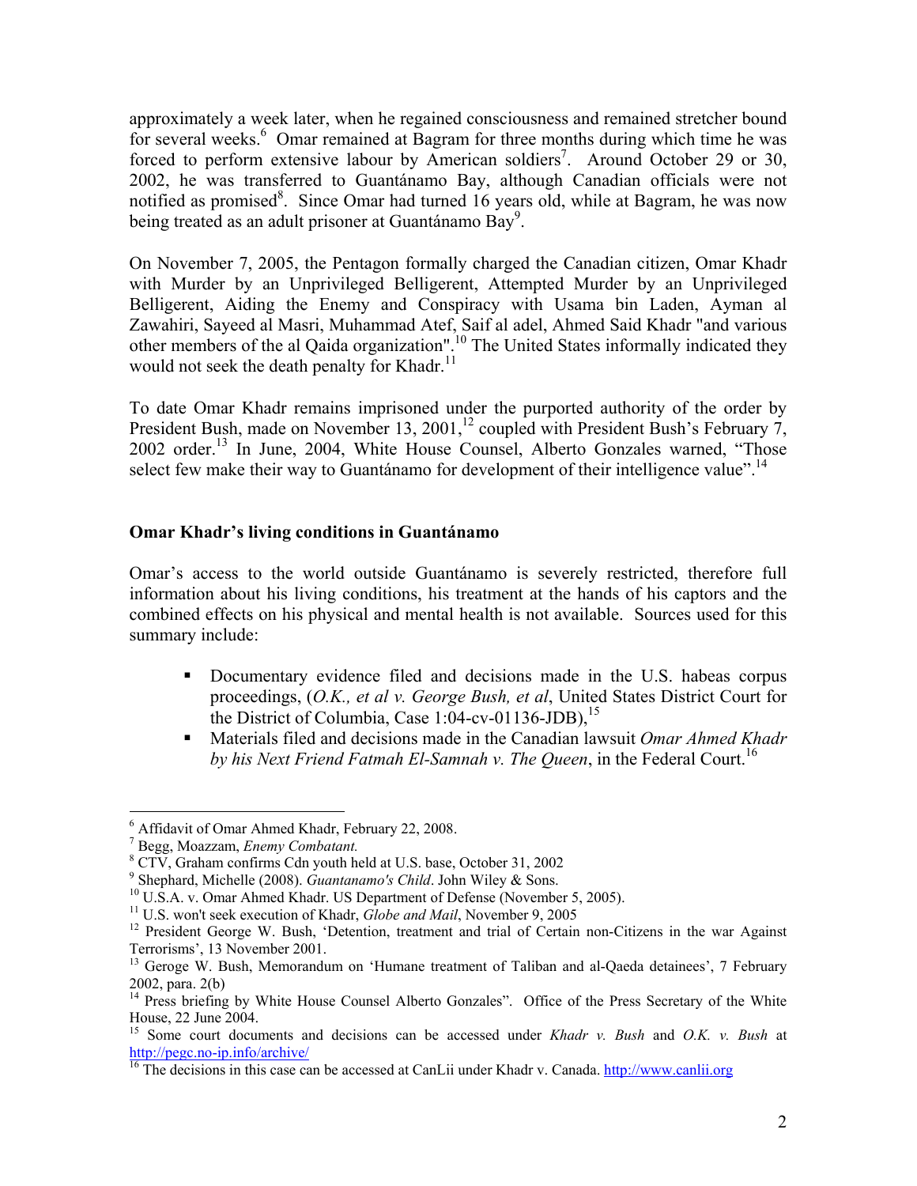approximately a week later, when he regained consciousness and remained stretcher bound for several weeks.[6] Omar remained at Bagram for three months during which time he was forced to perform extensive labour by American soldiers[7]. Around October 29 or 30, 2002, he was transferred to Guantánamo Bay, although Canadian officials were not notified as promised[8]. Since Omar had turned 16 years old, while at Bagram, he was now being treated as an adult prisoner at Guantánamo Bay[9].

On November 7, 2005, the Pentagon formally charged the Canadian citizen, Omar Khadr with Murder by an Unprivileged Belligerent, Attempted Murder by an Unprivileged Belligerent, Aiding the Enemy and Conspiracy with Usama bin Laden, Ayman al Zawahiri, Sayeed al Masri, Muhammad Atef, Saif al adel, Ahmed Said Khadr "and various other members of the al Qaida organization".[10] The United States informally indicated they would not seek the death penalty for Khadr.[11]

To date Omar Khadr remains imprisoned under the purported authority of the order by President Bush, made on November 13, 2001,[12] coupled with President Bush's February 7, 2002 order.[13] In June, 2004, White House Counsel, Alberto Gonzales warned, "Those select few make their way to Guantánamo for development of their intelligence value".[14]

## Omar Khadr's living conditions in Guantánamo

Omar's access to the world outside Guantánamo is severely restricted, therefore full information about his living conditions, his treatment at the hands of his captors and the combined effects on his physical and mental health is not available. Sources used for this summary include:

- Documentary evidence filed and decisions made in the U.S. habeas corpus proceedings, (*O.K., et al v. George Bush, et al*, United States District Court for the District of Columbia, Case 1:04-cv-01136-JDB),[15]
- Materials filed and decisions made in the Canadian lawsuit *Omar Ahmed Khadr by his Next Friend Fatmah El-Samnah v. The Queen*, in the Federal Court.[16]

---

[6] Affidavit of Omar Ahmed Khadr, February 22, 2008.

[7] Begg, Moazzam, *Enemy Combatant.*

[8] CTV, Graham confirms Cdn youth held at U.S. base, October 31, 2002

[9] Shephard, Michelle (2008). *Guantanamo's Child*. John Wiley & Sons.

[10] U.S.A. v. Omar Ahmed Khadr. US Department of Defense (November 5, 2005).

[11] U.S. won't seek execution of Khadr, *Globe and Mail*, November 9, 2005

[12] President George W. Bush, 'Detention, treatment and trial of Certain non-Citizens in the war Against Terrorisms', 13 November 2001.

[13] Geroge W. Bush, Memorandum on 'Humane treatment of Taliban and al-Qaeda detainees', 7 February 2002, para. 2(b)

[14] Press briefing by White House Counsel Alberto Gonzales". Office of the Press Secretary of the White House, 22 June 2004.

[15] Some court documents and decisions can be accessed under *Khadr v. Bush* and *O.K. v. Bush* at http://pegc.no-ip.info/archive/

[16] The decisions in this case can be accessed at CanLii under Khadr v. Canada. http://www.canlii.org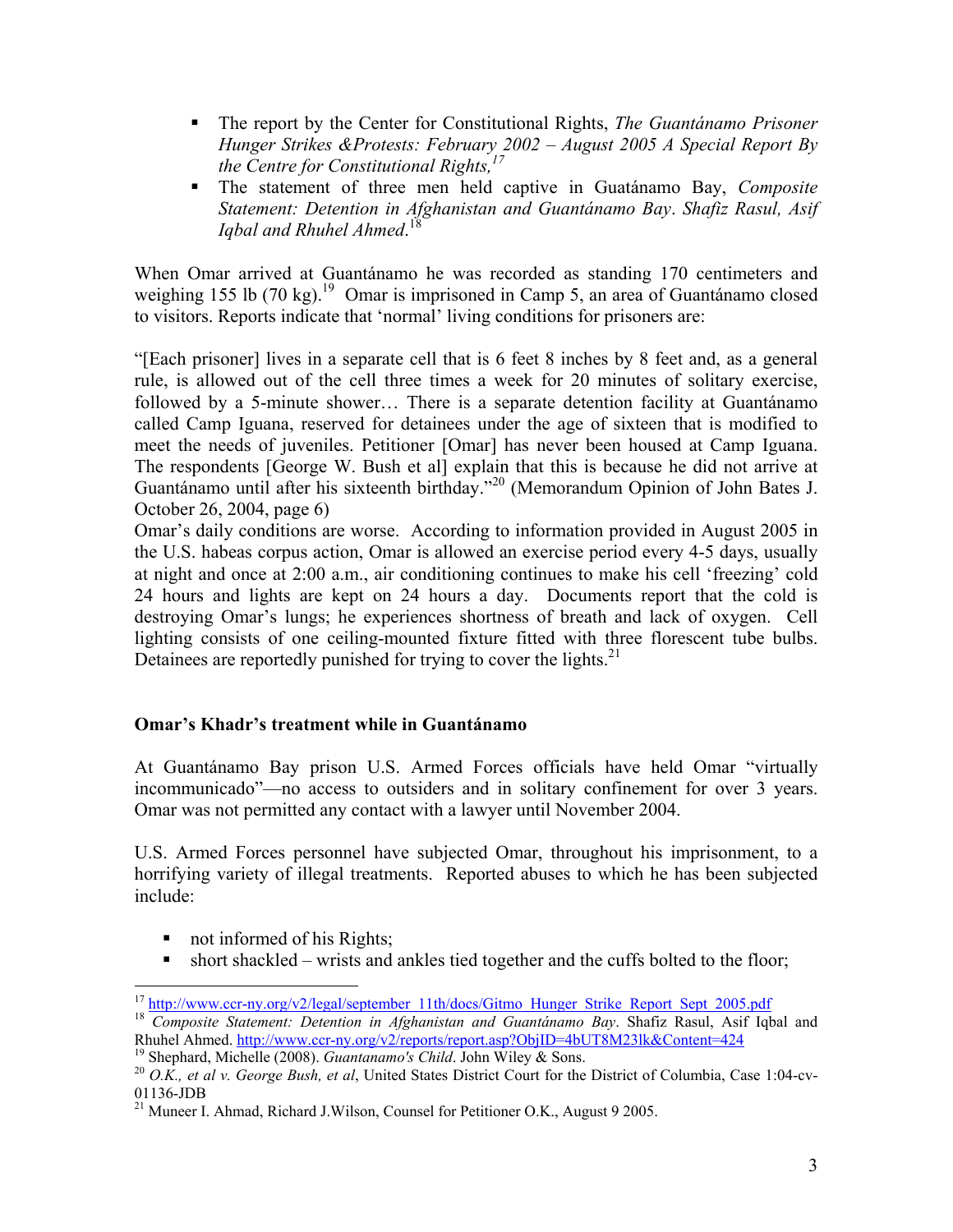- The report by the Center for Constitutional Rights, *The Guantánamo Prisoner Hunger Strikes &Protests: February 2002 – August 2005 A Special Report By the Centre for Constitutional Rights,*[17]
- The statement of three men held captive in Guatánamo Bay, *Composite Statement: Detention in Afghanistan and Guantánamo Bay*. *Shafiz Rasul, Asif Iqbal and Rhuhel Ahmed*.[18]

When Omar arrived at Guantánamo he was recorded as standing 170 centimeters and weighing 155 lb (70 kg).[19] Omar is imprisoned in Camp 5, an area of Guantánamo closed to visitors. Reports indicate that 'normal' living conditions for prisoners are:

"[Each prisoner] lives in a separate cell that is 6 feet 8 inches by 8 feet and, as a general rule, is allowed out of the cell three times a week for 20 minutes of solitary exercise, followed by a 5-minute shower… There is a separate detention facility at Guantánamo called Camp Iguana, reserved for detainees under the age of sixteen that is modified to meet the needs of juveniles. Petitioner [Omar] has never been housed at Camp Iguana. The respondents [George W. Bush et al] explain that this is because he did not arrive at Guantánamo until after his sixteenth birthday."[20] (Memorandum Opinion of John Bates J. October 26, 2004, page 6)

Omar's daily conditions are worse. According to information provided in August 2005 in the U.S. habeas corpus action, Omar is allowed an exercise period every 4-5 days, usually at night and once at 2:00 a.m., air conditioning continues to make his cell 'freezing' cold 24 hours and lights are kept on 24 hours a day. Documents report that the cold is destroying Omar's lungs; he experiences shortness of breath and lack of oxygen. Cell lighting consists of one ceiling-mounted fixture fitted with three florescent tube bulbs. Detainees are reportedly punished for trying to cover the lights.[21]

### Omar's Khadr's treatment while in Guantánamo

At Guantánamo Bay prison U.S. Armed Forces officials have held Omar "virtually incommunicado"—no access to outsiders and in solitary confinement for over 3 years. Omar was not permitted any contact with a lawyer until November 2004.

U.S. Armed Forces personnel have subjected Omar, throughout his imprisonment, to a horrifying variety of illegal treatments. Reported abuses to which he has been subjected include:

- not informed of his Rights;
- short shackled – wrists and ankles tied together and the cuffs bolted to the floor;

---

[17] http://www.ccr-ny.org/v2/legal/september_11th/docs/Gitmo_Hunger_Strike_Report_Sept_2005.pdf

[18] *Composite Statement: Detention in Afghanistan and Guantánamo Bay*. Shafiz Rasul, Asif Iqbal and Rhuhel Ahmed. http://www.ccr-ny.org/v2/reports/report.asp?ObjID=4bUT8M23lk&Content=424

[19] Shephard, Michelle (2008). *Guantanamo's Child*. John Wiley & Sons.

[20] *O.K., et al v. George Bush, et al*, United States District Court for the District of Columbia, Case 1:04-cv-01136-JDB

[21] Muneer I. Ahmad, Richard J.Wilson, Counsel for Petitioner O.K., August 9 2005.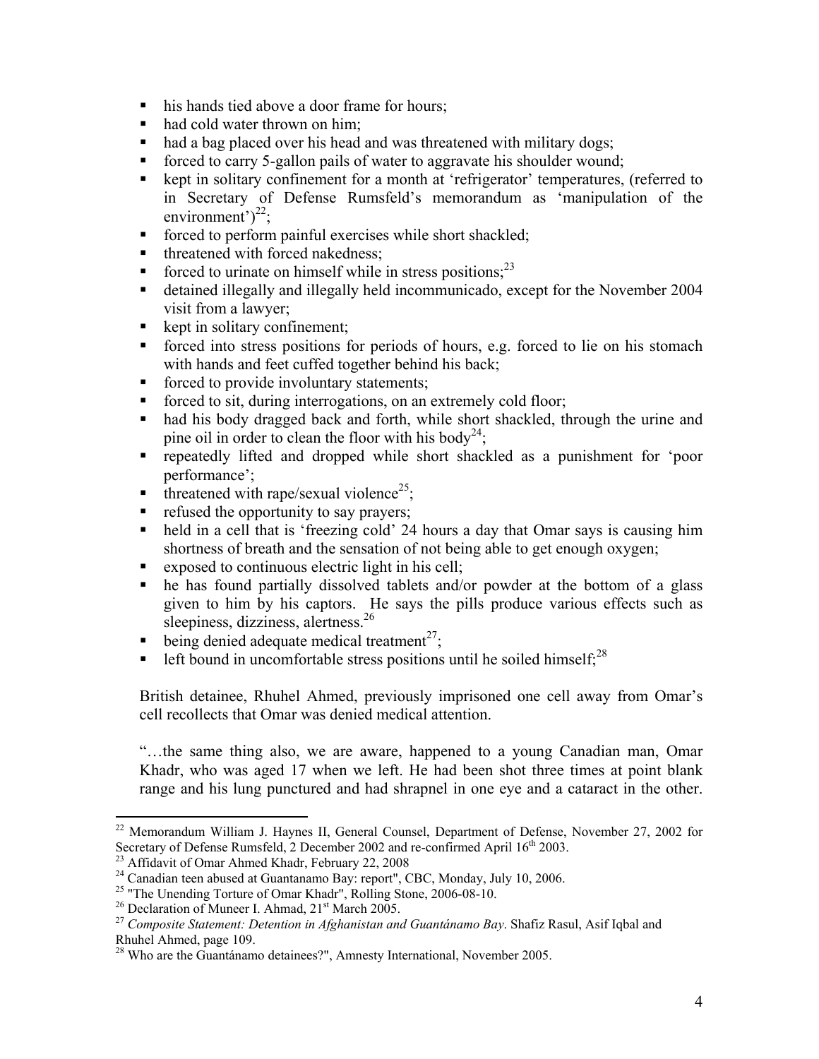- his hands tied above a door frame for hours;
- had cold water thrown on him;
- had a bag placed over his head and was threatened with military dogs;
- forced to carry 5-gallon pails of water to aggravate his shoulder wound;
- kept in solitary confinement for a month at 'refrigerator' temperatures, (referred to in Secretary of Defense Rumsfeld's memorandum as 'manipulation of the environment')[22];
- forced to perform painful exercises while short shackled;
- threatened with forced nakedness;
- forced to urinate on himself while in stress positions;[23]
- detained illegally and illegally held incommunicado, except for the November 2004 visit from a lawyer;
- kept in solitary confinement;
- forced into stress positions for periods of hours, e.g. forced to lie on his stomach with hands and feet cuffed together behind his back;
- forced to provide involuntary statements;
- forced to sit, during interrogations, on an extremely cold floor;
- had his body dragged back and forth, while short shackled, through the urine and pine oil in order to clean the floor with his body[24];
- repeatedly lifted and dropped while short shackled as a punishment for 'poor performance';
- threatened with rape/sexual violence[25];
- refused the opportunity to say prayers;
- held in a cell that is 'freezing cold' 24 hours a day that Omar says is causing him shortness of breath and the sensation of not being able to get enough oxygen;
- exposed to continuous electric light in his cell;
- he has found partially dissolved tablets and/or powder at the bottom of a glass given to him by his captors. He says the pills produce various effects such as sleepiness, dizziness, alertness.[26]
- being denied adequate medical treatment[27];
- left bound in uncomfortable stress positions until he soiled himself;[28]

British detainee, Rhuhel Ahmed, previously imprisoned one cell away from Omar's cell recollects that Omar was denied medical attention.

"…the same thing also, we are aware, happened to a young Canadian man, Omar Khadr, who was aged 17 when we left. He had been shot three times at point blank range and his lung punctured and had shrapnel in one eye and a cataract in the other.

---

[22] Memorandum William J. Haynes II, General Counsel, Department of Defense, November 27, 2002 for Secretary of Defense Rumsfeld, 2 December 2002 and re-confirmed April 16th 2003.

[23] Affidavit of Omar Ahmed Khadr, February 22, 2008

[24] Canadian teen abused at Guantanamo Bay: report", CBC, Monday, July 10, 2006.

[25] "The Unending Torture of Omar Khadr", Rolling Stone, 2006-08-10.

[26] Declaration of Muneer I. Ahmad, 21st March 2005.

[27] *Composite Statement: Detention in Afghanistan and Guantánamo Bay*. Shafiz Rasul, Asif Iqbal and Rhuhel Ahmed, page 109.

[28] Who are the Guantánamo detainees?", Amnesty International, November 2005.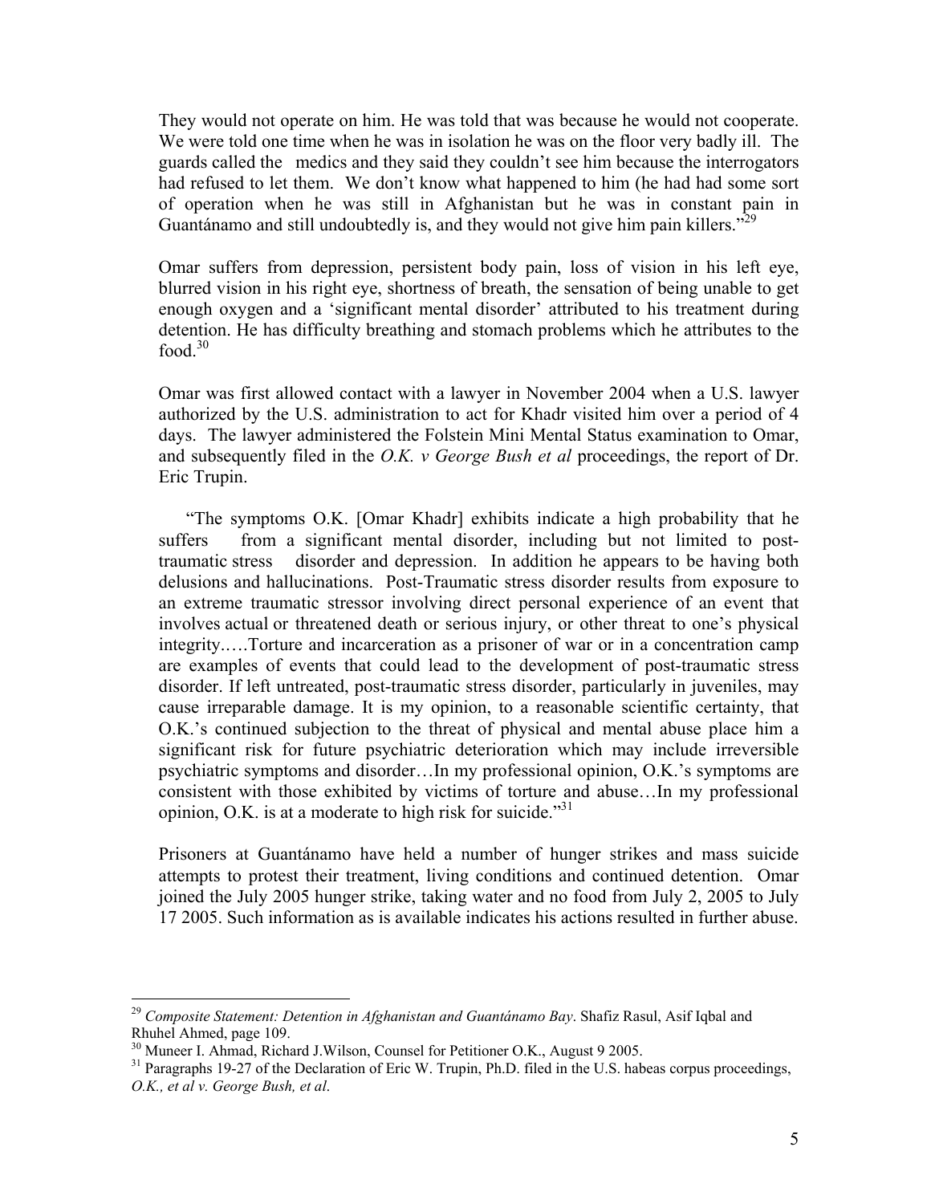They would not operate on him. He was told that was because he would not cooperate. We were told one time when he was in isolation he was on the floor very badly ill. The guards called the medics and they said they couldn't see him because the interrogators had refused to let them. We don't know what happened to him (he had had some sort of operation when he was still in Afghanistan but he was in constant pain in Guantánamo and still undoubtedly is, and they would not give him pain killers."[29]

Omar suffers from depression, persistent body pain, loss of vision in his left eye, blurred vision in his right eye, shortness of breath, the sensation of being unable to get enough oxygen and a 'significant mental disorder' attributed to his treatment during detention. He has difficulty breathing and stomach problems which he attributes to the food.[30]

Omar was first allowed contact with a lawyer in November 2004 when a U.S. lawyer authorized by the U.S. administration to act for Khadr visited him over a period of 4 days. The lawyer administered the Folstein Mini Mental Status examination to Omar, and subsequently filed in the *O.K. v George Bush et al* proceedings, the report of Dr. Eric Trupin.

> "The symptoms O.K. [Omar Khadr] exhibits indicate a high probability that he suffers from a significant mental disorder, including but not limited to post-traumatic stress disorder and depression. In addition he appears to be having both delusions and hallucinations. Post-Traumatic stress disorder results from exposure to an extreme traumatic stressor involving direct personal experience of an event that involves actual or threatened death or serious injury, or other threat to one's physical integrity.….Torture and incarceration as a prisoner of war or in a concentration camp are examples of events that could lead to the development of post-traumatic stress disorder. If left untreated, post-traumatic stress disorder, particularly in juveniles, may cause irreparable damage. It is my opinion, to a reasonable scientific certainty, that O.K.'s continued subjection to the threat of physical and mental abuse place him a significant risk for future psychiatric deterioration which may include irreversible psychiatric symptoms and disorder…In my professional opinion, O.K.'s symptoms are consistent with those exhibited by victims of torture and abuse…In my professional opinion, O.K. is at a moderate to high risk for suicide."[31]

Prisoners at Guantánamo have held a number of hunger strikes and mass suicide attempts to protest their treatment, living conditions and continued detention. Omar joined the July 2005 hunger strike, taking water and no food from July 2, 2005 to July 17 2005. Such information as is available indicates his actions resulted in further abuse.

---

[29] *Composite Statement: Detention in Afghanistan and Guantánamo Bay*. Shafiz Rasul, Asif Iqbal and Rhuhel Ahmed, page 109.

[30] Muneer I. Ahmad, Richard J.Wilson, Counsel for Petitioner O.K., August 9 2005.

[31] Paragraphs 19-27 of the Declaration of Eric W. Trupin, Ph.D. filed in the U.S. habeas corpus proceedings, *O.K., et al v. George Bush, et al*.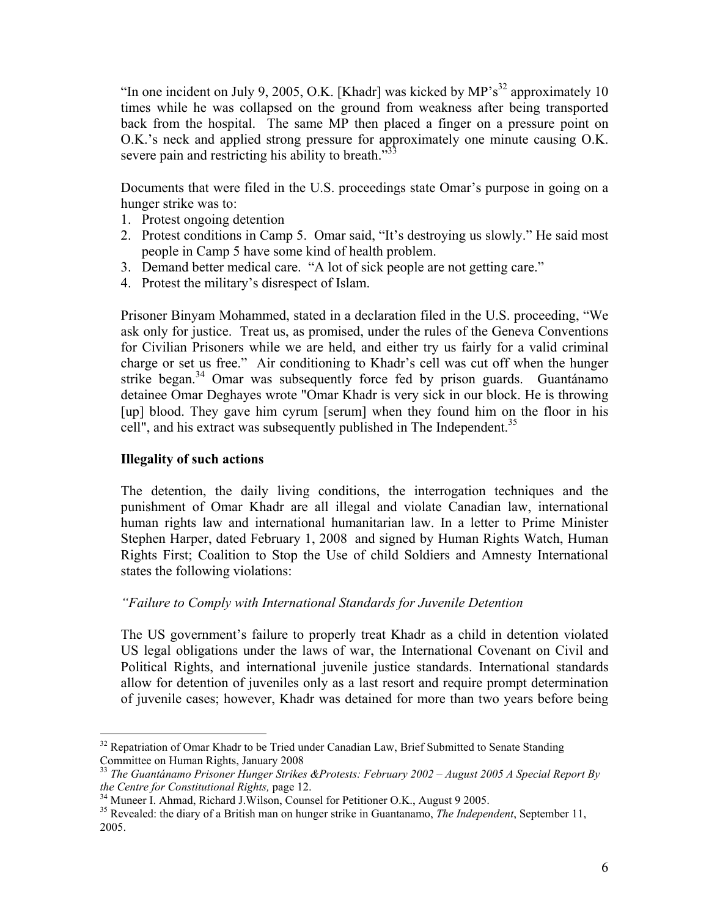"In one incident on July 9, 2005, O.K. [Khadr] was kicked by MP's[32] approximately 10 times while he was collapsed on the ground from weakness after being transported back from the hospital. The same MP then placed a finger on a pressure point on O.K.'s neck and applied strong pressure for approximately one minute causing O.K. severe pain and restricting his ability to breath."[33]

Documents that were filed in the U.S. proceedings state Omar's purpose in going on a hunger strike was to:

1. Protest ongoing detention
2. Protest conditions in Camp 5. Omar said, "It's destroying us slowly." He said most people in Camp 5 have some kind of health problem.
3. Demand better medical care. "A lot of sick people are not getting care."
4. Protest the military's disrespect of Islam.

Prisoner Binyam Mohammed, stated in a declaration filed in the U.S. proceeding, "We ask only for justice. Treat us, as promised, under the rules of the Geneva Conventions for Civilian Prisoners while we are held, and either try us fairly for a valid criminal charge or set us free." Air conditioning to Khadr's cell was cut off when the hunger strike began.[34] Omar was subsequently force fed by prison guards. Guantánamo detainee Omar Deghayes wrote "Omar Khadr is very sick in our block. He is throwing [up] blood. They gave him cyrum [serum] when they found him on the floor in his cell", and his extract was subsequently published in The Independent.[35]

**Illegality of such actions**

The detention, the daily living conditions, the interrogation techniques and the punishment of Omar Khadr are all illegal and violate Canadian law, international human rights law and international humanitarian law. In a letter to Prime Minister Stephen Harper, dated February 1, 2008 and signed by Human Rights Watch, Human Rights First; Coalition to Stop the Use of child Soldiers and Amnesty International states the following violations:

> *"Failure to Comply with International Standards for Juvenile Detention*
>
> The US government's failure to properly treat Khadr as a child in detention violated US legal obligations under the laws of war, the International Covenant on Civil and Political Rights, and international juvenile justice standards. International standards allow for detention of juveniles only as a last resort and require prompt determination of juvenile cases; however, Khadr was detained for more than two years before being

---

[32] Repatriation of Omar Khadr to be Tried under Canadian Law, Brief Submitted to Senate Standing Committee on Human Rights, January 2008

[33] *The Guantánamo Prisoner Hunger Strikes &Protests: February 2002 – August 2005 A Special Report By the Centre for Constitutional Rights,* page 12.

[34] Muneer I. Ahmad, Richard J.Wilson, Counsel for Petitioner O.K., August 9 2005.

[35] Revealed: the diary of a British man on hunger strike in Guantanamo, *The Independent*, September 11, 2005.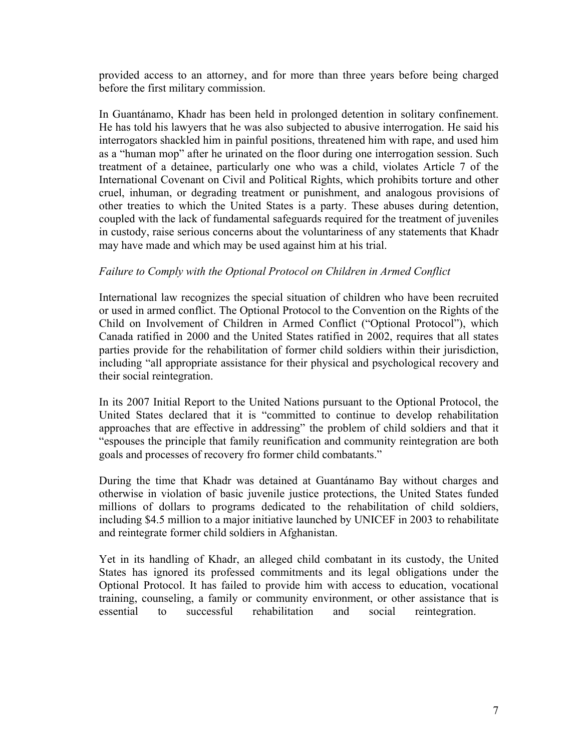provided access to an attorney, and for more than three years before being charged before the first military commission.

In Guantánamo, Khadr has been held in prolonged detention in solitary confinement. He has told his lawyers that he was also subjected to abusive interrogation. He said his interrogators shackled him in painful positions, threatened him with rape, and used him as a "human mop" after he urinated on the floor during one interrogation session. Such treatment of a detainee, particularly one who was a child, violates Article 7 of the International Covenant on Civil and Political Rights, which prohibits torture and other cruel, inhuman, or degrading treatment or punishment, and analogous provisions of other treaties to which the United States is a party. These abuses during detention, coupled with the lack of fundamental safeguards required for the treatment of juveniles in custody, raise serious concerns about the voluntariness of any statements that Khadr may have made and which may be used against him at his trial.

*Failure to Comply with the Optional Protocol on Children in Armed Conflict*

International law recognizes the special situation of children who have been recruited or used in armed conflict. The Optional Protocol to the Convention on the Rights of the Child on Involvement of Children in Armed Conflict ("Optional Protocol"), which Canada ratified in 2000 and the United States ratified in 2002, requires that all states parties provide for the rehabilitation of former child soldiers within their jurisdiction, including "all appropriate assistance for their physical and psychological recovery and their social reintegration.

In its 2007 Initial Report to the United Nations pursuant to the Optional Protocol, the United States declared that it is "committed to continue to develop rehabilitation approaches that are effective in addressing" the problem of child soldiers and that it "espouses the principle that family reunification and community reintegration are both goals and processes of recovery fro former child combatants."

During the time that Khadr was detained at Guantánamo Bay without charges and otherwise in violation of basic juvenile justice protections, the United States funded millions of dollars to programs dedicated to the rehabilitation of child soldiers, including $4.5 million to a major initiative launched by UNICEF in 2003 to rehabilitate and reintegrate former child soldiers in Afghanistan.

Yet in its handling of Khadr, an alleged child combatant in its custody, the United States has ignored its professed commitments and its legal obligations under the Optional Protocol. It has failed to provide him with access to education, vocational training, counseling, a family or community environment, or other assistance that is essential to successful rehabilitation and social reintegration.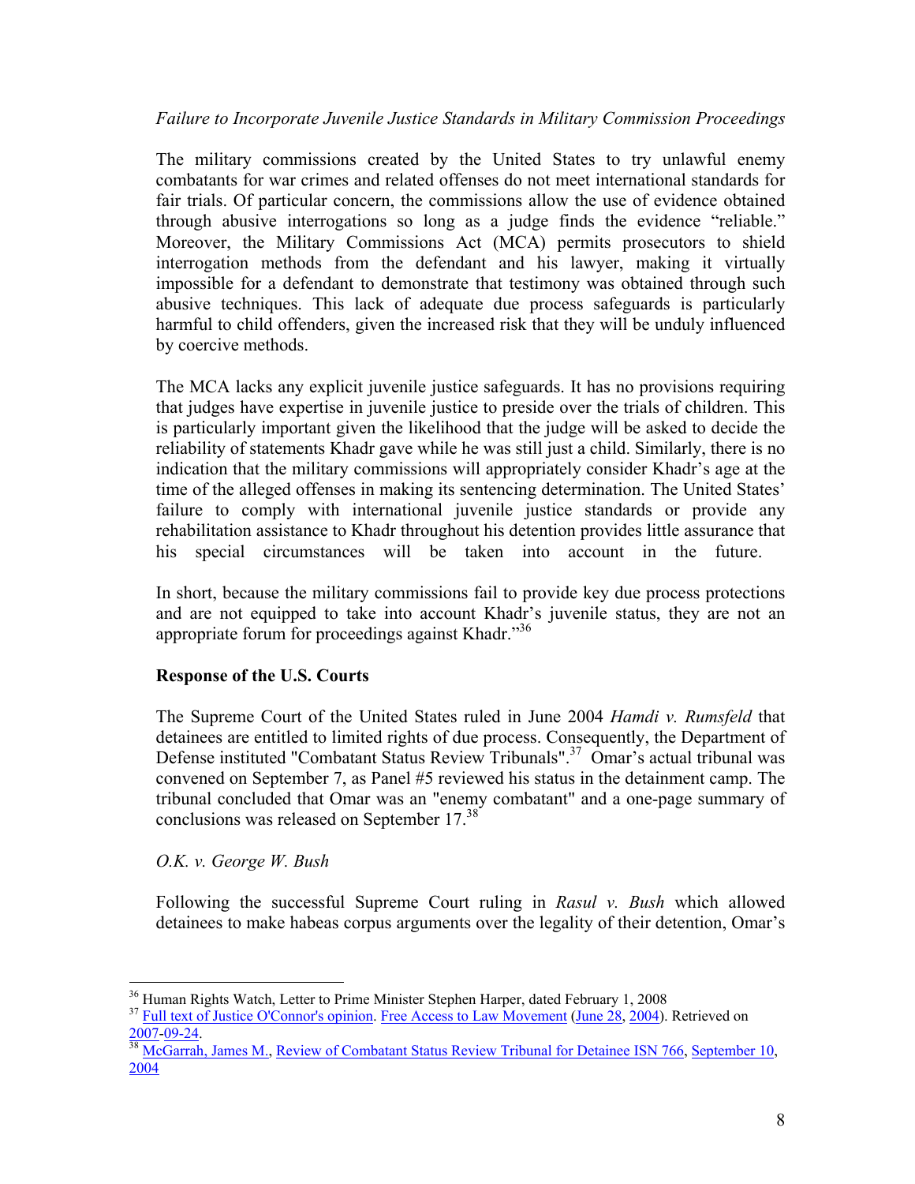*Failure to Incorporate Juvenile Justice Standards in Military Commission Proceedings*

The military commissions created by the United States to try unlawful enemy combatants for war crimes and related offenses do not meet international standards for fair trials. Of particular concern, the commissions allow the use of evidence obtained through abusive interrogations so long as a judge finds the evidence "reliable." Moreover, the Military Commissions Act (MCA) permits prosecutors to shield interrogation methods from the defendant and his lawyer, making it virtually impossible for a defendant to demonstrate that testimony was obtained through such abusive techniques. This lack of adequate due process safeguards is particularly harmful to child offenders, given the increased risk that they will be unduly influenced by coercive methods.

The MCA lacks any explicit juvenile justice safeguards. It has no provisions requiring that judges have expertise in juvenile justice to preside over the trials of children. This is particularly important given the likelihood that the judge will be asked to decide the reliability of statements Khadr gave while he was still just a child. Similarly, there is no indication that the military commissions will appropriately consider Khadr's age at the time of the alleged offenses in making its sentencing determination. The United States' failure to comply with international juvenile justice standards or provide any rehabilitation assistance to Khadr throughout his detention provides little assurance that his special circumstances will be taken into account in the future.

In short, because the military commissions fail to provide key due process protections and are not equipped to take into account Khadr's juvenile status, they are not an appropriate forum for proceedings against Khadr."[36]

**Response of the U.S. Courts**

The Supreme Court of the United States ruled in June 2004 *Hamdi v. Rumsfeld* that detainees are entitled to limited rights of due process. Consequently, the Department of Defense instituted "Combatant Status Review Tribunals".[37] Omar's actual tribunal was convened on September 7, as Panel #5 reviewed his status in the detainment camp. The tribunal concluded that Omar was an "enemy combatant" and a one-page summary of conclusions was released on September 17.[38]

*O.K. v. George W. Bush*

Following the successful Supreme Court ruling in *Rasul v. Bush* which allowed detainees to make habeas corpus arguments over the legality of their detention, Omar's

---

[36] Human Rights Watch, Letter to Prime Minister Stephen Harper, dated February 1, 2008

[37] Full text of Justice O'Connor's opinion. Free Access to Law Movement (June 28, 2004). Retrieved on 2007-09-24.

[38] McGarrah, James M., Review of Combatant Status Review Tribunal for Detainee ISN 766, September 10, 2004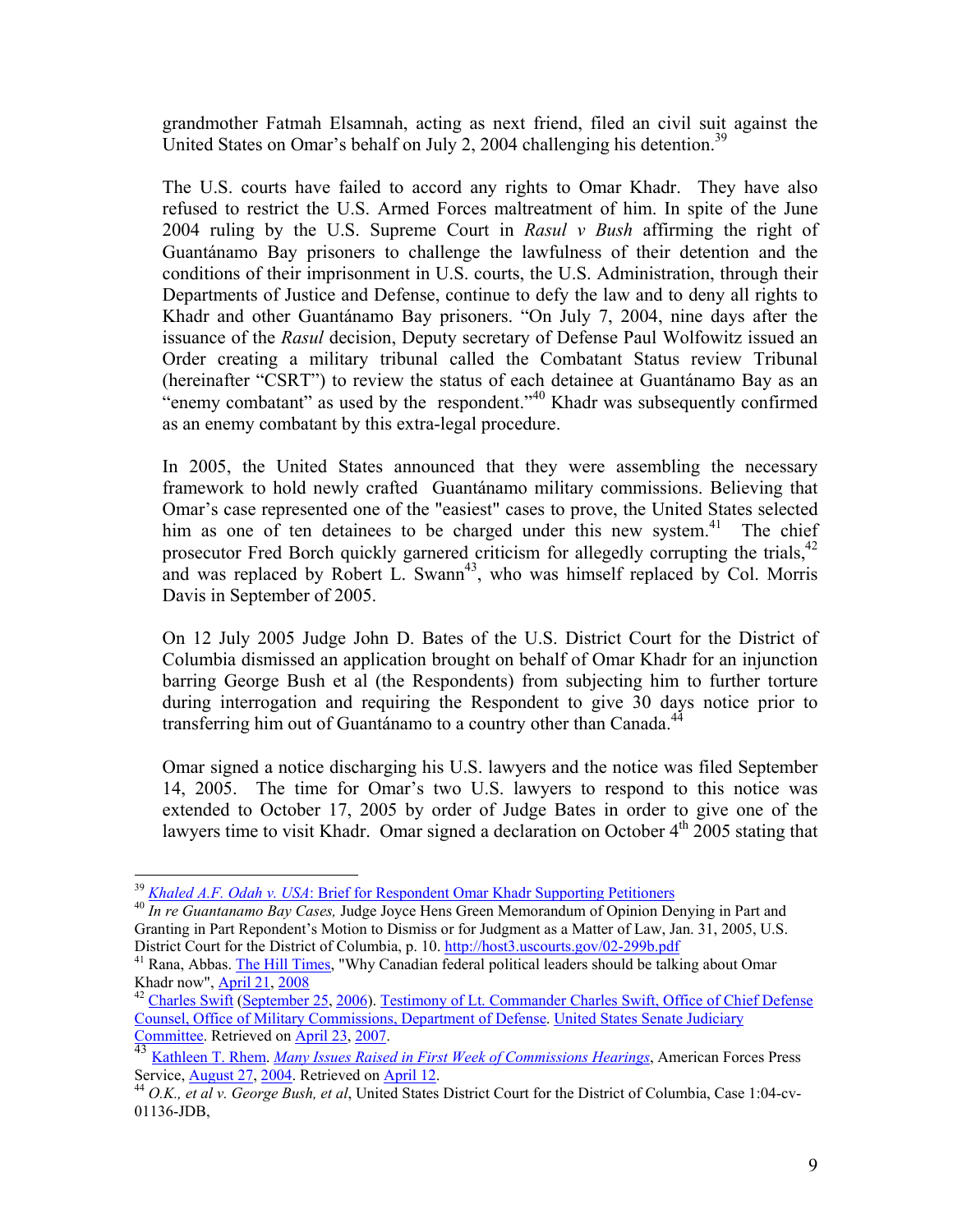grandmother Fatmah Elsamnah, acting as next friend, filed an civil suit against the United States on Omar's behalf on July 2, 2004 challenging his detention.[39]

The U.S. courts have failed to accord any rights to Omar Khadr. They have also refused to restrict the U.S. Armed Forces maltreatment of him. In spite of the June 2004 ruling by the U.S. Supreme Court in *Rasul v Bush* affirming the right of Guantánamo Bay prisoners to challenge the lawfulness of their detention and the conditions of their imprisonment in U.S. courts, the U.S. Administration, through their Departments of Justice and Defense, continue to defy the law and to deny all rights to Khadr and other Guantánamo Bay prisoners. "On July 7, 2004, nine days after the issuance of the *Rasul* decision, Deputy secretary of Defense Paul Wolfowitz issued an Order creating a military tribunal called the Combatant Status review Tribunal (hereinafter "CSRT") to review the status of each detainee at Guantánamo Bay as an "enemy combatant" as used by the respondent."[40] Khadr was subsequently confirmed as an enemy combatant by this extra-legal procedure.

In 2005, the United States announced that they were assembling the necessary framework to hold newly crafted Guantánamo military commissions. Believing that Omar's case represented one of the "easiest" cases to prove, the United States selected him as one of ten detainees to be charged under this new system.[41] The chief prosecutor Fred Borch quickly garnered criticism for allegedly corrupting the trials,[42] and was replaced by Robert L. Swann[43], who was himself replaced by Col. Morris Davis in September of 2005.

On 12 July 2005 Judge John D. Bates of the U.S. District Court for the District of Columbia dismissed an application brought on behalf of Omar Khadr for an injunction barring George Bush et al (the Respondents) from subjecting him to further torture during interrogation and requiring the Respondent to give 30 days notice prior to transferring him out of Guantánamo to a country other than Canada.[44]

Omar signed a notice discharging his U.S. lawyers and the notice was filed September 14, 2005. The time for Omar's two U.S. lawyers to respond to this notice was extended to October 17, 2005 by order of Judge Bates in order to give one of the lawyers time to visit Khadr. Omar signed a declaration on October 4th 2005 stating that

---

[39] *Khaled A.F. Odah v. USA*: Brief for Respondent Omar Khadr Supporting Petitioners

[40] *In re Guantanamo Bay Cases,* Judge Joyce Hens Green Memorandum of Opinion Denying in Part and Granting in Part Repondent's Motion to Dismiss or for Judgment as a Matter of Law, Jan. 31, 2005, U.S. District Court for the District of Columbia, p. 10. http://host3.uscourts.gov/02-299b.pdf

[41] Rana, Abbas. The Hill Times, "Why Canadian federal political leaders should be talking about Omar Khadr now", April 21, 2008

[42] Charles Swift (September 25, 2006). Testimony of Lt. Commander Charles Swift, Office of Chief Defense Counsel, Office of Military Commissions, Department of Defense. United States Senate Judiciary Committee. Retrieved on April 23, 2007.

[43] Kathleen T. Rhem. *Many Issues Raised in First Week of Commissions Hearings*, American Forces Press Service, August 27, 2004. Retrieved on April 12.

[44] *O.K., et al v. George Bush, et al*, United States District Court for the District of Columbia, Case 1:04-cv-01136-JDB,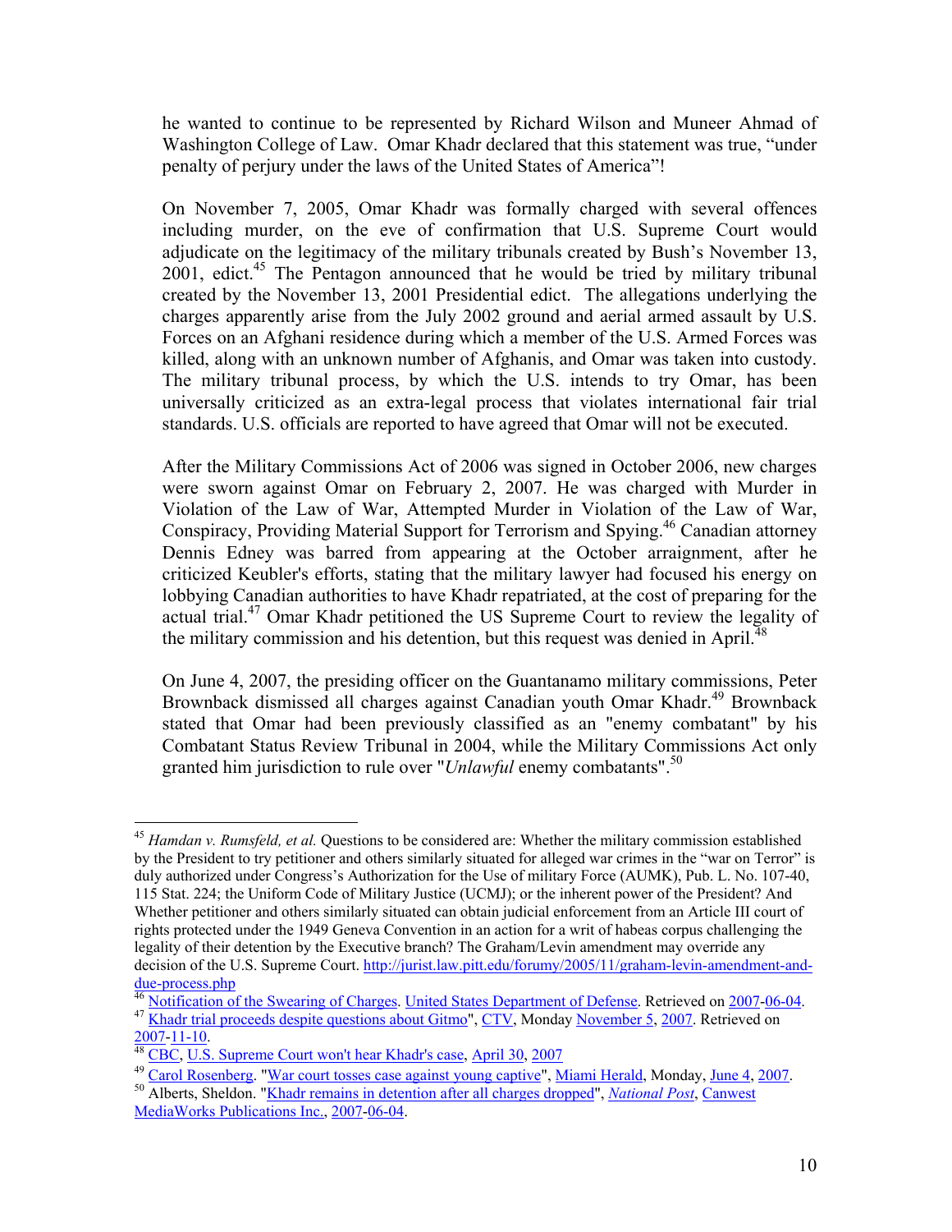he wanted to continue to be represented by Richard Wilson and Muneer Ahmad of Washington College of Law. Omar Khadr declared that this statement was true, "under penalty of perjury under the laws of the United States of America"!

On November 7, 2005, Omar Khadr was formally charged with several offences including murder, on the eve of confirmation that U.S. Supreme Court would adjudicate on the legitimacy of the military tribunals created by Bush's November 13, 2001, edict.[45] The Pentagon announced that he would be tried by military tribunal created by the November 13, 2001 Presidential edict. The allegations underlying the charges apparently arise from the July 2002 ground and aerial armed assault by U.S. Forces on an Afghani residence during which a member of the U.S. Armed Forces was killed, along with an unknown number of Afghanis, and Omar was taken into custody. The military tribunal process, by which the U.S. intends to try Omar, has been universally criticized as an extra-legal process that violates international fair trial standards. U.S. officials are reported to have agreed that Omar will not be executed.

After the Military Commissions Act of 2006 was signed in October 2006, new charges were sworn against Omar on February 2, 2007. He was charged with Murder in Violation of the Law of War, Attempted Murder in Violation of the Law of War, Conspiracy, Providing Material Support for Terrorism and Spying.[46] Canadian attorney Dennis Edney was barred from appearing at the October arraignment, after he criticized Keubler's efforts, stating that the military lawyer had focused his energy on lobbying Canadian authorities to have Khadr repatriated, at the cost of preparing for the actual trial.[47] Omar Khadr petitioned the US Supreme Court to review the legality of the military commission and his detention, but this request was denied in April.[48]

On June 4, 2007, the presiding officer on the Guantanamo military commissions, Peter Brownback dismissed all charges against Canadian youth Omar Khadr.[49] Brownback stated that Omar had been previously classified as an "enemy combatant" by his Combatant Status Review Tribunal in 2004, while the Military Commissions Act only granted him jurisdiction to rule over "*Unlawful* enemy combatants".[50]

---

[45] *Hamdan v. Rumsfeld, et al.* Questions to be considered are: Whether the military commission established by the President to try petitioner and others similarly situated for alleged war crimes in the "war on Terror" is duly authorized under Congress's Authorization for the Use of military Force (AUMK), Pub. L. No. 107-40, 115 Stat. 224; the Uniform Code of Military Justice (UCMJ); or the inherent power of the President? And Whether petitioner and others similarly situated can obtain judicial enforcement from an Article III court of rights protected under the 1949 Geneva Convention in an action for a writ of habeas corpus challenging the legality of their detention by the Executive branch? The Graham/Levin amendment may override any decision of the U.S. Supreme Court. http://jurist.law.pitt.edu/forumy/2005/11/graham-levin-amendment-and-due-process.php

[46] Notification of the Swearing of Charges. United States Department of Defense. Retrieved on 2007-06-04.

[47] Khadr trial proceeds despite questions about Gitmo", CTV, Monday November 5, 2007. Retrieved on 2007-11-10.

[48] CBC, U.S. Supreme Court won't hear Khadr's case, April 30, 2007

[49] Carol Rosenberg. "War court tosses case against young captive", Miami Herald, Monday, June 4, 2007.

[50] Alberts, Sheldon. "Khadr remains in detention after all charges dropped", *National Post*, Canwest MediaWorks Publications Inc., 2007-06-04.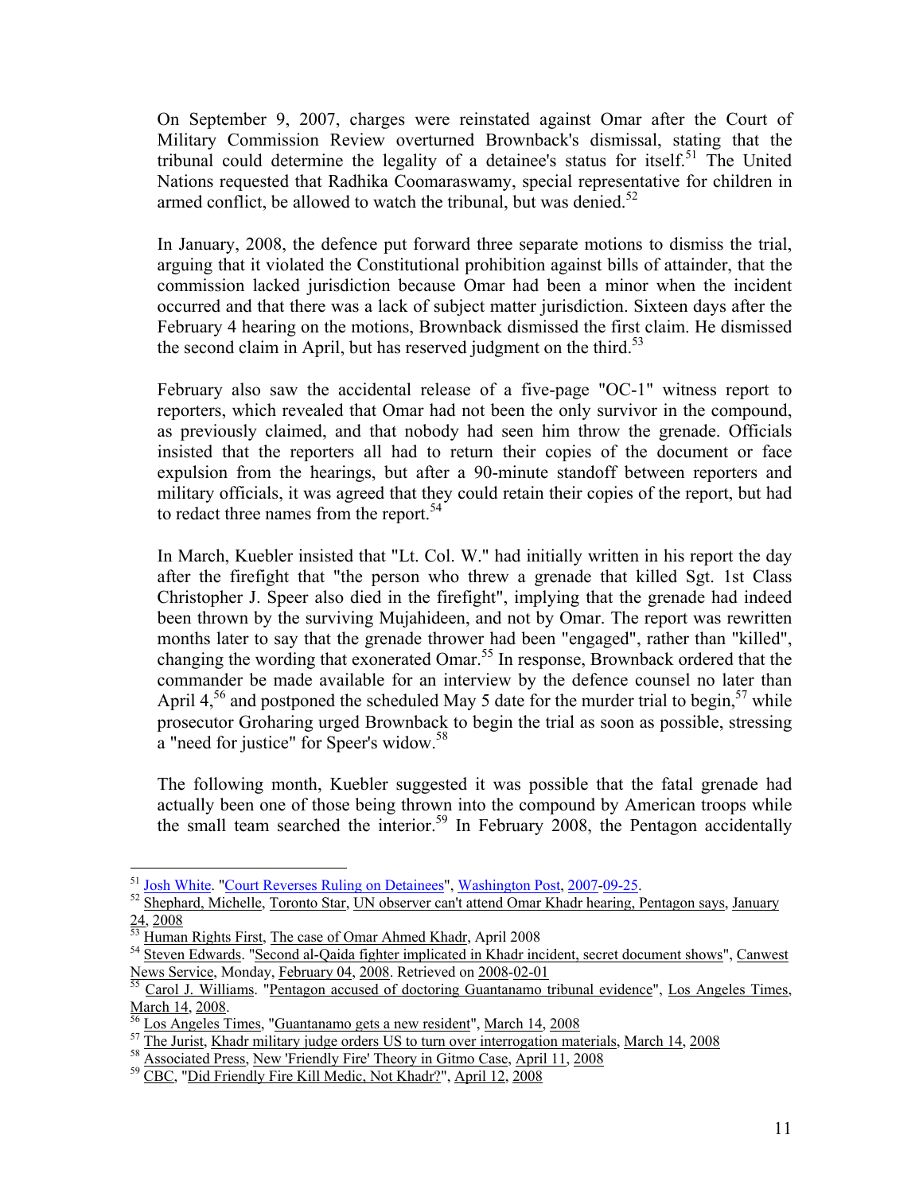On September 9, 2007, charges were reinstated against Omar after the Court of Military Commission Review overturned Brownback's dismissal, stating that the tribunal could determine the legality of a detainee's status for itself.[51] The United Nations requested that Radhika Coomaraswamy, special representative for children in armed conflict, be allowed to watch the tribunal, but was denied.[52]

In January, 2008, the defence put forward three separate motions to dismiss the trial, arguing that it violated the Constitutional prohibition against bills of attainder, that the commission lacked jurisdiction because Omar had been a minor when the incident occurred and that there was a lack of subject matter jurisdiction. Sixteen days after the February 4 hearing on the motions, Brownback dismissed the first claim. He dismissed the second claim in April, but has reserved judgment on the third.[53]

February also saw the accidental release of a five-page "OC-1" witness report to reporters, which revealed that Omar had not been the only survivor in the compound, as previously claimed, and that nobody had seen him throw the grenade. Officials insisted that the reporters all had to return their copies of the document or face expulsion from the hearings, but after a 90-minute standoff between reporters and military officials, it was agreed that they could retain their copies of the report, but had to redact three names from the report.[54]

In March, Kuebler insisted that "Lt. Col. W." had initially written in his report the day after the firefight that "the person who threw a grenade that killed Sgt. 1st Class Christopher J. Speer also died in the firefight", implying that the grenade had indeed been thrown by the surviving Mujahideen, and not by Omar. The report was rewritten months later to say that the grenade thrower had been "engaged", rather than "killed", changing the wording that exonerated Omar.[55] In response, Brownback ordered that the commander be made available for an interview by the defence counsel no later than April 4,[56] and postponed the scheduled May 5 date for the murder trial to begin,[57] while prosecutor Groharing urged Brownback to begin the trial as soon as possible, stressing a "need for justice" for Speer's widow.[58]

The following month, Kuebler suggested it was possible that the fatal grenade had actually been one of those being thrown into the compound by American troops while the small team searched the interior.[59] In February 2008, the Pentagon accidentally

---

[51] Josh White. "Court Reverses Ruling on Detainees", Washington Post, 2007-09-25.

[52] Shephard, Michelle, Toronto Star, UN observer can't attend Omar Khadr hearing, Pentagon says, January 24, 2008

[53] Human Rights First, The case of Omar Ahmed Khadr, April 2008

[54] Steven Edwards. "Second al-Qaida fighter implicated in Khadr incident, secret document shows", Canwest News Service, Monday, February 04, 2008. Retrieved on 2008-02-01

[55] Carol J. Williams. "Pentagon accused of doctoring Guantanamo tribunal evidence", Los Angeles Times, March 14, 2008.

[56] Los Angeles Times, "Guantanamo gets a new resident", March 14, 2008

[57] The Jurist, Khadr military judge orders US to turn over interrogation materials, March 14, 2008

[58] Associated Press, New 'Friendly Fire' Theory in Gitmo Case, April 11, 2008

[59] CBC, "Did Friendly Fire Kill Medic, Not Khadr?", April 12, 2008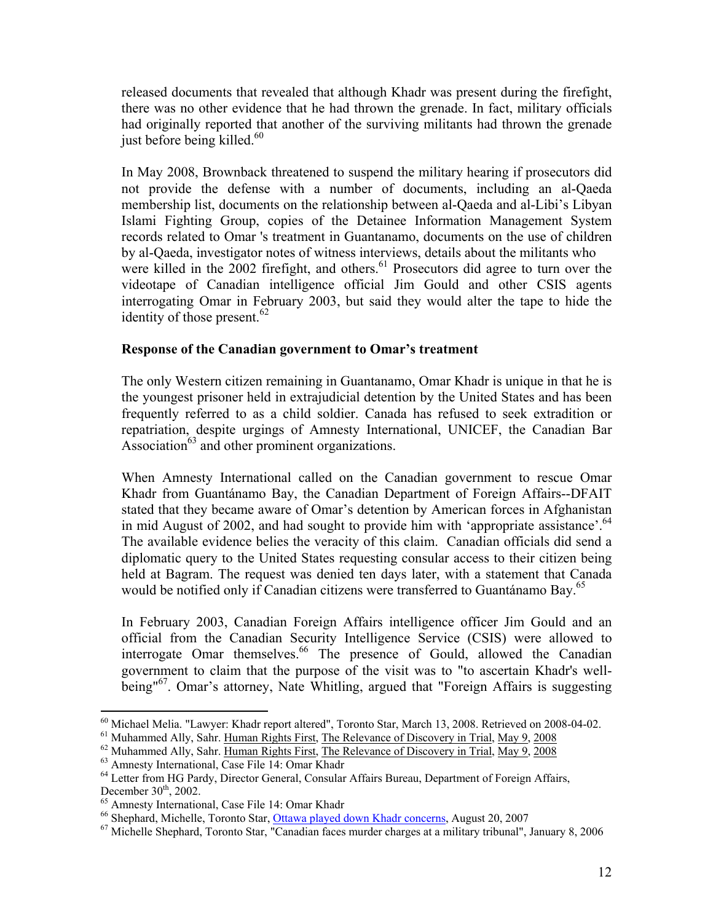released documents that revealed that although Khadr was present during the firefight, there was no other evidence that he had thrown the grenade. In fact, military officials had originally reported that another of the surviving militants had thrown the grenade just before being killed.[60]

In May 2008, Brownback threatened to suspend the military hearing if prosecutors did not provide the defense with a number of documents, including an al-Qaeda membership list, documents on the relationship between al-Qaeda and al-Libi's Libyan Islami Fighting Group, copies of the Detainee Information Management System records related to Omar 's treatment in Guantanamo, documents on the use of children by al-Qaeda, investigator notes of witness interviews, details about the militants who were killed in the 2002 firefight, and others.[61] Prosecutors did agree to turn over the videotape of Canadian intelligence official Jim Gould and other CSIS agents interrogating Omar in February 2003, but said they would alter the tape to hide the identity of those present.[62]

**Response of the Canadian government to Omar's treatment**

The only Western citizen remaining in Guantanamo, Omar Khadr is unique in that he is the youngest prisoner held in extrajudicial detention by the United States and has been frequently referred to as a child soldier. Canada has refused to seek extradition or repatriation, despite urgings of Amnesty International, UNICEF, the Canadian Bar Association[63] and other prominent organizations.

When Amnesty International called on the Canadian government to rescue Omar Khadr from Guantánamo Bay, the Canadian Department of Foreign Affairs--DFAIT stated that they became aware of Omar's detention by American forces in Afghanistan in mid August of 2002, and had sought to provide him with 'appropriate assistance'.[64] The available evidence belies the veracity of this claim. Canadian officials did send a diplomatic query to the United States requesting consular access to their citizen being held at Bagram. The request was denied ten days later, with a statement that Canada would be notified only if Canadian citizens were transferred to Guantánamo Bay.[65]

In February 2003, Canadian Foreign Affairs intelligence officer Jim Gould and an official from the Canadian Security Intelligence Service (CSIS) were allowed to interrogate Omar themselves.[66] The presence of Gould, allowed the Canadian government to claim that the purpose of the visit was to "to ascertain Khadr's well-being"[67]. Omar's attorney, Nate Whitling, argued that "Foreign Affairs is suggesting

---

[60] Michael Melia. "Lawyer: Khadr report altered", Toronto Star, March 13, 2008. Retrieved on 2008-04-02.

[61] Muhammed Ally, Sahr. Human Rights First, The Relevance of Discovery in Trial, May 9, 2008

[62] Muhammed Ally, Sahr. Human Rights First, The Relevance of Discovery in Trial, May 9, 2008

[63] Amnesty International, Case File 14: Omar Khadr

[64] Letter from HG Pardy, Director General, Consular Affairs Bureau, Department of Foreign Affairs, December 30th, 2002.

[65] Amnesty International, Case File 14: Omar Khadr

[66] Shephard, Michelle, Toronto Star, Ottawa played down Khadr concerns, August 20, 2007

[67] Michelle Shephard, Toronto Star, "Canadian faces murder charges at a military tribunal", January 8, 2006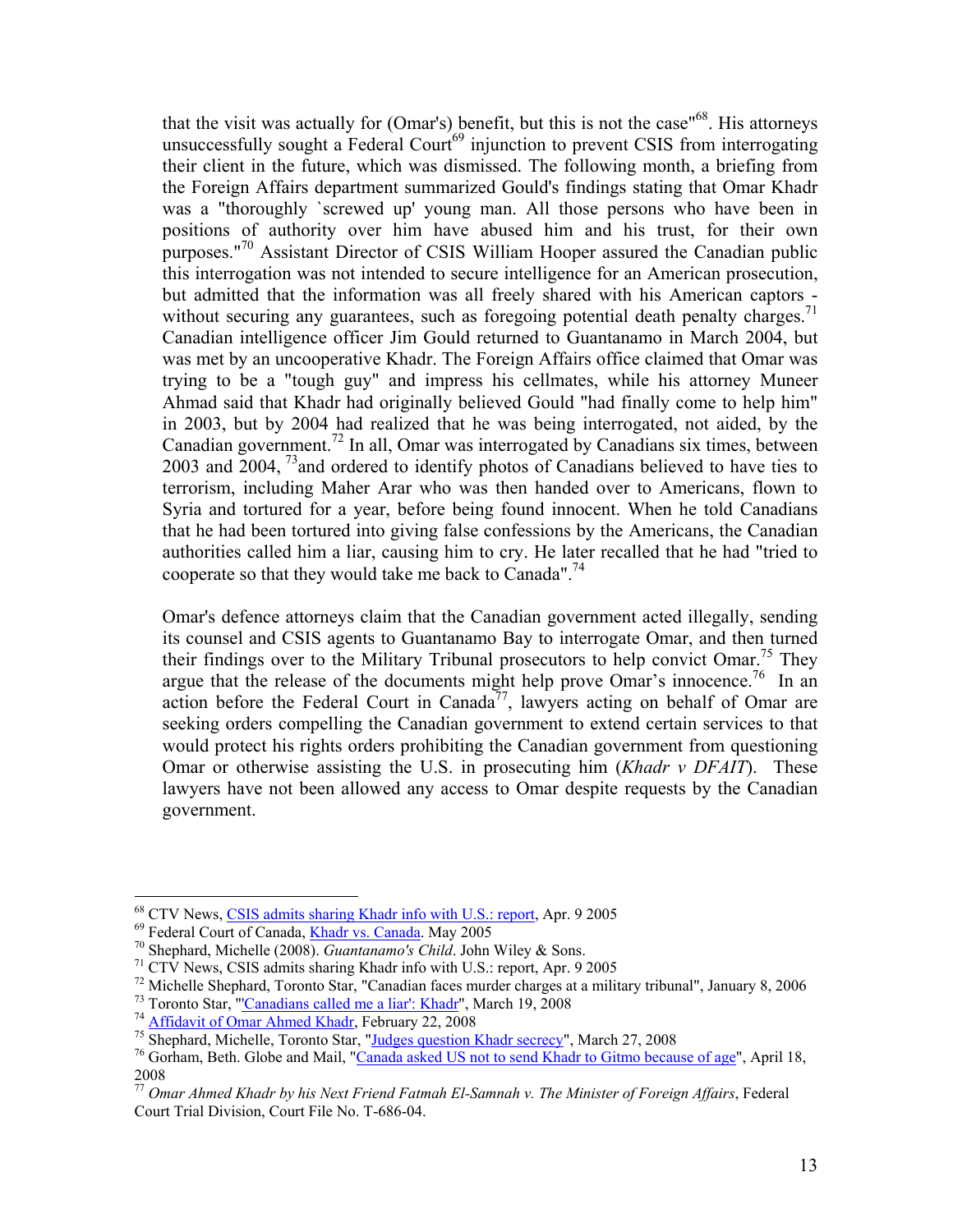that the visit was actually for (Omar's) benefit, but this is not the case"[68]. His attorneys unsuccessfully sought a Federal Court[69] injunction to prevent CSIS from interrogating their client in the future, which was dismissed. The following month, a briefing from the Foreign Affairs department summarized Gould's findings stating that Omar Khadr was a "thoroughly `screwed up' young man. All those persons who have been in positions of authority over him have abused him and his trust, for their own purposes."[70] Assistant Director of CSIS William Hooper assured the Canadian public this interrogation was not intended to secure intelligence for an American prosecution, but admitted that the information was all freely shared with his American captors - without securing any guarantees, such as foregoing potential death penalty charges.[71] Canadian intelligence officer Jim Gould returned to Guantanamo in March 2004, but was met by an uncooperative Khadr. The Foreign Affairs office claimed that Omar was trying to be a "tough guy" and impress his cellmates, while his attorney Muneer Ahmad said that Khadr had originally believed Gould "had finally come to help him" in 2003, but by 2004 had realized that he was being interrogated, not aided, by the Canadian government.[72] In all, Omar was interrogated by Canadians six times, between 2003 and 2004, [73]and ordered to identify photos of Canadians believed to have ties to terrorism, including Maher Arar who was then handed over to Americans, flown to Syria and tortured for a year, before being found innocent. When he told Canadians that he had been tortured into giving false confessions by the Americans, the Canadian authorities called him a liar, causing him to cry. He later recalled that he had "tried to cooperate so that they would take me back to Canada".[74]

Omar's defence attorneys claim that the Canadian government acted illegally, sending its counsel and CSIS agents to Guantanamo Bay to interrogate Omar, and then turned their findings over to the Military Tribunal prosecutors to help convict Omar.[75] They argue that the release of the documents might help prove Omar's innocence.[76] In an action before the Federal Court in Canada[77], lawyers acting on behalf of Omar are seeking orders compelling the Canadian government to extend certain services to that would protect his rights orders prohibiting the Canadian government from questioning Omar or otherwise assisting the U.S. in prosecuting him (*Khadr v DFAIT*). These lawyers have not been allowed any access to Omar despite requests by the Canadian government.

---

[68] CTV News, CSIS admits sharing Khadr info with U.S.: report, Apr. 9 2005

[69] Federal Court of Canada, Khadr vs. Canada. May 2005

[70] Shephard, Michelle (2008). *Guantanamo's Child*. John Wiley & Sons.

[71] CTV News, CSIS admits sharing Khadr info with U.S.: report, Apr. 9 2005

[72] Michelle Shephard, Toronto Star, "Canadian faces murder charges at a military tribunal", January 8, 2006

[73] Toronto Star, "'Canadians called me a liar': Khadr", March 19, 2008

[74] Affidavit of Omar Ahmed Khadr, February 22, 2008

[75] Shephard, Michelle, Toronto Star, "Judges question Khadr secrecy", March 27, 2008

[76] Gorham, Beth. Globe and Mail, "Canada asked US not to send Khadr to Gitmo because of age", April 18, 2008

[77] *Omar Ahmed Khadr by his Next Friend Fatmah El-Samnah v. The Minister of Foreign Affairs*, Federal Court Trial Division, Court File No. T-686-04.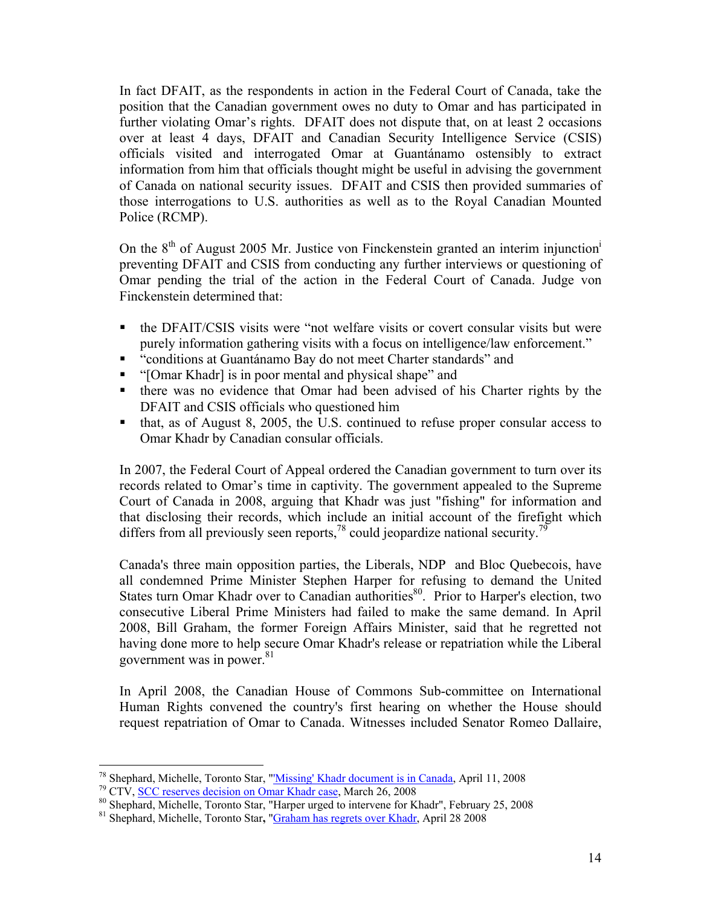In fact DFAIT, as the respondents in action in the Federal Court of Canada, take the position that the Canadian government owes no duty to Omar and has participated in further violating Omar's rights. DFAIT does not dispute that, on at least 2 occasions over at least 4 days, DFAIT and Canadian Security Intelligence Service (CSIS) officials visited and interrogated Omar at Guantánamo ostensibly to extract information from him that officials thought might be useful in advising the government of Canada on national security issues. DFAIT and CSIS then provided summaries of those interrogations to U.S. authorities as well as to the Royal Canadian Mounted Police (RCMP).

On the 8th of August 2005 Mr. Justice von Finckenstein granted an interim injunction[i] preventing DFAIT and CSIS from conducting any further interviews or questioning of Omar pending the trial of the action in the Federal Court of Canada. Judge von Finckenstein determined that:

- the DFAIT/CSIS visits were "not welfare visits or covert consular visits but were purely information gathering visits with a focus on intelligence/law enforcement."
- "conditions at Guantánamo Bay do not meet Charter standards" and
- "[Omar Khadr] is in poor mental and physical shape" and
- there was no evidence that Omar had been advised of his Charter rights by the DFAIT and CSIS officials who questioned him
- that, as of August 8, 2005, the U.S. continued to refuse proper consular access to Omar Khadr by Canadian consular officials.

In 2007, the Federal Court of Appeal ordered the Canadian government to turn over its records related to Omar's time in captivity. The government appealed to the Supreme Court of Canada in 2008, arguing that Khadr was just "fishing" for information and that disclosing their records, which include an initial account of the firefight which differs from all previously seen reports,[78] could jeopardize national security.[79]

Canada's three main opposition parties, the Liberals, NDP and Bloc Quebecois, have all condemned Prime Minister Stephen Harper for refusing to demand the United States turn Omar Khadr over to Canadian authorities[80]. Prior to Harper's election, two consecutive Liberal Prime Ministers had failed to make the same demand. In April 2008, Bill Graham, the former Foreign Affairs Minister, said that he regretted not having done more to help secure Omar Khadr's release or repatriation while the Liberal government was in power.[81]

In April 2008, the Canadian House of Commons Sub-committee on International Human Rights convened the country's first hearing on whether the House should request repatriation of Omar to Canada. Witnesses included Senator Romeo Dallaire,

---

[78] Shephard, Michelle, Toronto Star, "'Missing' Khadr document is in Canada, April 11, 2008

[79] CTV, SCC reserves decision on Omar Khadr case, March 26, 2008

[80] Shephard, Michelle, Toronto Star, "Harper urged to intervene for Khadr", February 25, 2008

[81] Shephard, Michelle, Toronto Star, "Graham has regrets over Khadr, April 28 2008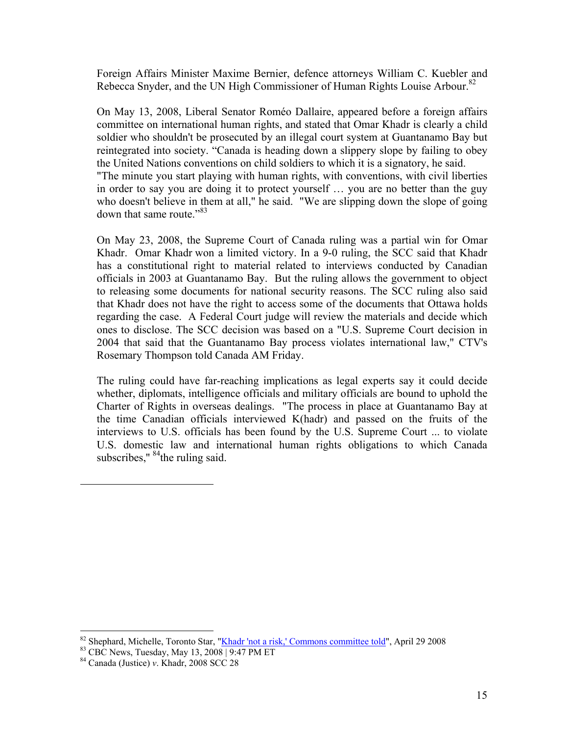Foreign Affairs Minister Maxime Bernier, defence attorneys William C. Kuebler and Rebecca Snyder, and the UN High Commissioner of Human Rights Louise Arbour.[82]

On May 13, 2008, Liberal Senator Roméo Dallaire, appeared before a foreign affairs committee on international human rights, and stated that Omar Khadr is clearly a child soldier who shouldn't be prosecuted by an illegal court system at Guantanamo Bay but reintegrated into society. "Canada is heading down a slippery slope by failing to obey the United Nations conventions on child soldiers to which it is a signatory, he said. "The minute you start playing with human rights, with conventions, with civil liberties in order to say you are doing it to protect yourself … you are no better than the guy who doesn't believe in them at all," he said. "We are slipping down the slope of going down that same route."[83]

On May 23, 2008, the Supreme Court of Canada ruling was a partial win for Omar Khadr. Omar Khadr won a limited victory. In a 9-0 ruling, the SCC said that Khadr has a constitutional right to material related to interviews conducted by Canadian officials in 2003 at Guantanamo Bay. But the ruling allows the government to object to releasing some documents for national security reasons. The SCC ruling also said that Khadr does not have the right to access some of the documents that Ottawa holds regarding the case. A Federal Court judge will review the materials and decide which ones to disclose. The SCC decision was based on a "U.S. Supreme Court decision in 2004 that said that the Guantanamo Bay process violates international law," CTV's Rosemary Thompson told Canada AM Friday.

The ruling could have far-reaching implications as legal experts say it could decide whether, diplomats, intelligence officials and military officials are bound to uphold the Charter of Rights in overseas dealings. "The process in place at Guantanamo Bay at the time Canadian officials interviewed K(hadr) and passed on the fruits of the interviews to U.S. officials has been found by the U.S. Supreme Court ... to violate U.S. domestic law and international human rights obligations to which Canada subscribes," [84]the ruling said.

---

[82] Shephard, Michelle, Toronto Star, "Khadr 'not a risk,' Commons committee told", April 29 2008

[83] CBC News, Tuesday, May 13, 2008 | 9:47 PM ET

[84] Canada (Justice) *v*. Khadr, 2008 SCC 28